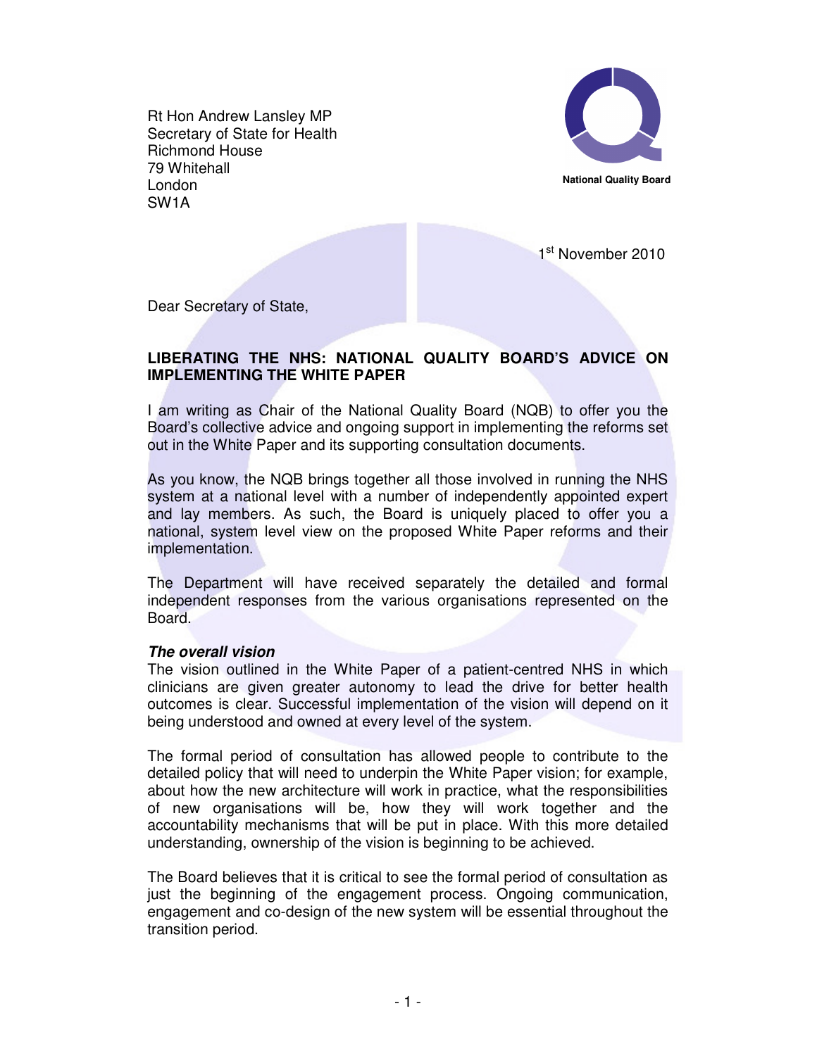Rt Hon Andrew Lansley MP
Secretary of State for Health
Richmond House
79 Whitehall
London
SW1A

National Quality Board

1st November 2010

Dear Secretary of State,

**LIBERATING THE NHS: NATIONAL QUALITY BOARD'S ADVICE ON IMPLEMENTING THE WHITE PAPER**

I am writing as Chair of the National Quality Board (NQB) to offer you the Board's collective advice and ongoing support in implementing the reforms set out in the White Paper and its supporting consultation documents.

As you know, the NQB brings together all those involved in running the NHS system at a national level with a number of independently appointed expert and lay members. As such, the Board is uniquely placed to offer you a national, system level view on the proposed White Paper reforms and their implementation.

The Department will have received separately the detailed and formal independent responses from the various organisations represented on the Board.

***The overall vision***

The vision outlined in the White Paper of a patient-centred NHS in which clinicians are given greater autonomy to lead the drive for better health outcomes is clear. Successful implementation of the vision will depend on it being understood and owned at every level of the system.

The formal period of consultation has allowed people to contribute to the detailed policy that will need to underpin the White Paper vision; for example, about how the new architecture will work in practice, what the responsibilities of new organisations will be, how they will work together and the accountability mechanisms that will be put in place. With this more detailed understanding, ownership of the vision is beginning to be achieved.

The Board believes that it is critical to see the formal period of consultation as just the beginning of the engagement process. Ongoing communication, engagement and co-design of the new system will be essential throughout the transition period.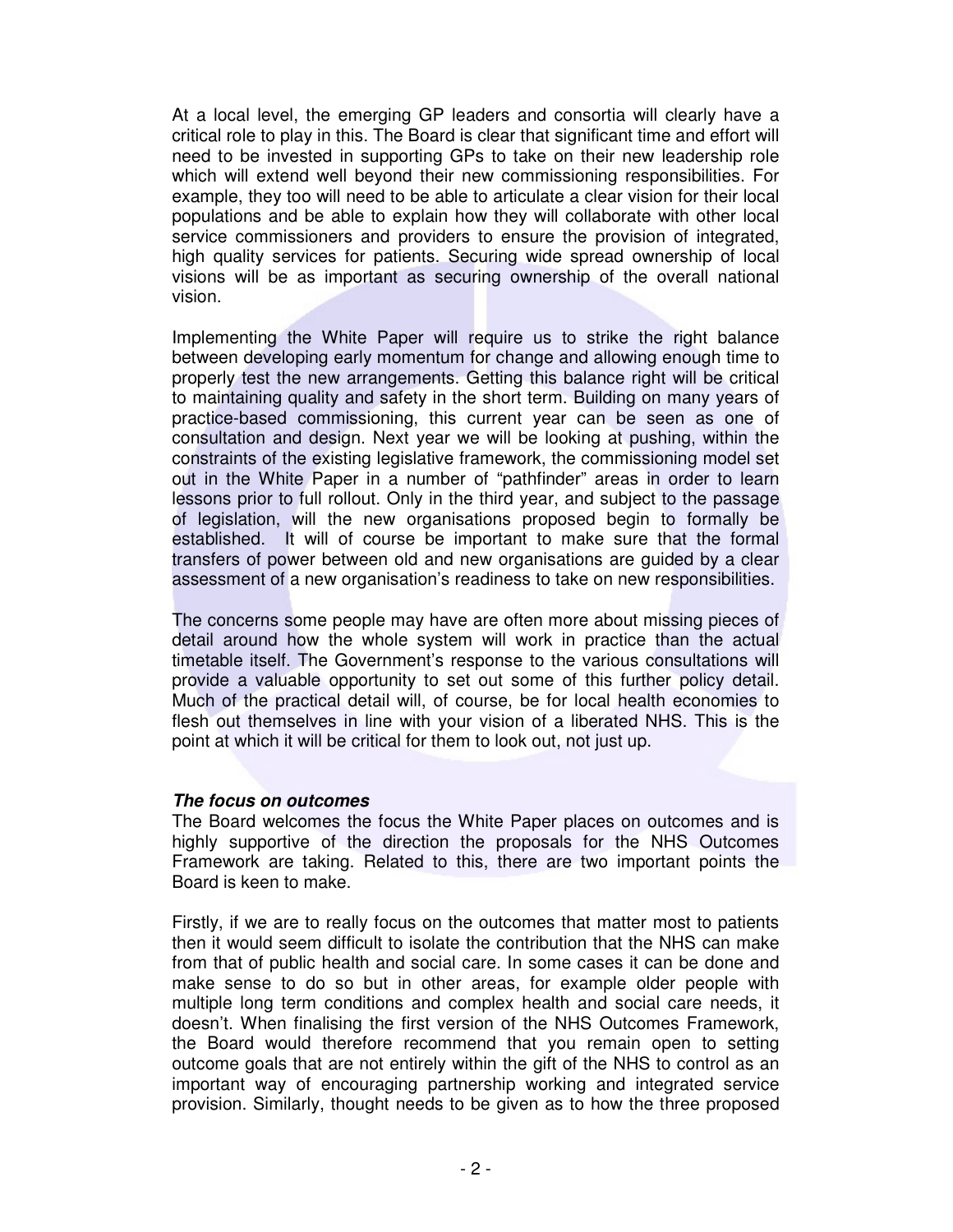At a local level, the emerging GP leaders and consortia will clearly have a critical role to play in this. The Board is clear that significant time and effort will need to be invested in supporting GPs to take on their new leadership role which will extend well beyond their new commissioning responsibilities. For example, they too will need to be able to articulate a clear vision for their local populations and be able to explain how they will collaborate with other local service commissioners and providers to ensure the provision of integrated, high quality services for patients. Securing wide spread ownership of local visions will be as important as securing ownership of the overall national vision.

Implementing the White Paper will require us to strike the right balance between developing early momentum for change and allowing enough time to properly test the new arrangements. Getting this balance right will be critical to maintaining quality and safety in the short term. Building on many years of practice-based commissioning, this current year can be seen as one of consultation and design. Next year we will be looking at pushing, within the constraints of the existing legislative framework, the commissioning model set out in the White Paper in a number of "pathfinder" areas in order to learn lessons prior to full rollout. Only in the third year, and subject to the passage of legislation, will the new organisations proposed begin to formally be established. It will of course be important to make sure that the formal transfers of power between old and new organisations are guided by a clear assessment of a new organisation's readiness to take on new responsibilities.

The concerns some people may have are often more about missing pieces of detail around how the whole system will work in practice than the actual timetable itself. The Government's response to the various consultations will provide a valuable opportunity to set out some of this further policy detail. Much of the practical detail will, of course, be for local health economies to flesh out themselves in line with your vision of a liberated NHS. This is the point at which it will be critical for them to look out, not just up.

***The focus on outcomes***

The Board welcomes the focus the White Paper places on outcomes and is highly supportive of the direction the proposals for the NHS Outcomes Framework are taking. Related to this, there are two important points the Board is keen to make.

Firstly, if we are to really focus on the outcomes that matter most to patients then it would seem difficult to isolate the contribution that the NHS can make from that of public health and social care. In some cases it can be done and make sense to do so but in other areas, for example older people with multiple long term conditions and complex health and social care needs, it doesn't. When finalising the first version of the NHS Outcomes Framework, the Board would therefore recommend that you remain open to setting outcome goals that are not entirely within the gift of the NHS to control as an important way of encouraging partnership working and integrated service provision. Similarly, thought needs to be given as to how the three proposed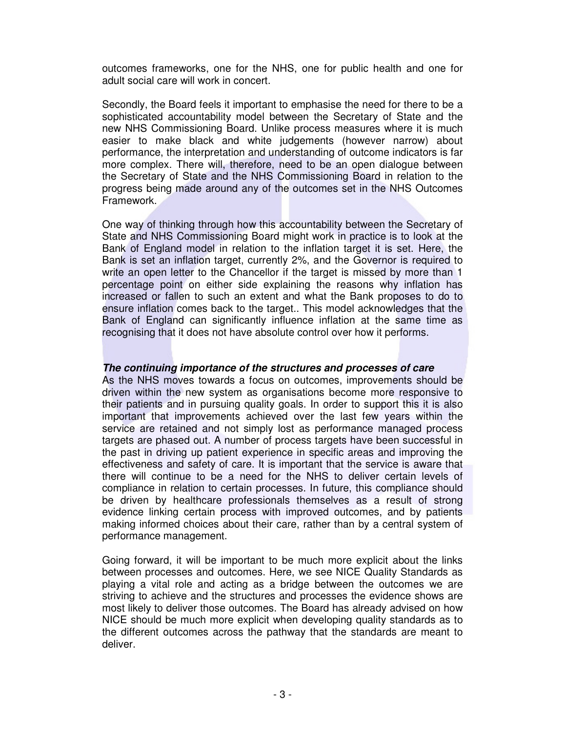outcomes frameworks, one for the NHS, one for public health and one for adult social care will work in concert.

Secondly, the Board feels it important to emphasise the need for there to be a sophisticated accountability model between the Secretary of State and the new NHS Commissioning Board. Unlike process measures where it is much easier to make black and white judgements (however narrow) about performance, the interpretation and understanding of outcome indicators is far more complex. There will, therefore, need to be an open dialogue between the Secretary of State and the NHS Commissioning Board in relation to the progress being made around any of the outcomes set in the NHS Outcomes Framework.

One way of thinking through how this accountability between the Secretary of State and NHS Commissioning Board might work in practice is to look at the Bank of England model in relation to the inflation target it is set. Here, the Bank is set an inflation target, currently 2%, and the Governor is required to write an open letter to the Chancellor if the target is missed by more than 1 percentage point on either side explaining the reasons why inflation has increased or fallen to such an extent and what the Bank proposes to do to ensure inflation comes back to the target.. This model acknowledges that the Bank of England can significantly influence inflation at the same time as recognising that it does not have absolute control over how it performs.

***The continuing importance of the structures and processes of care***

As the NHS moves towards a focus on outcomes, improvements should be driven within the new system as organisations become more responsive to their patients and in pursuing quality goals. In order to support this it is also important that improvements achieved over the last few years within the service are retained and not simply lost as performance managed process targets are phased out. A number of process targets have been successful in the past in driving up patient experience in specific areas and improving the effectiveness and safety of care. It is important that the service is aware that there will continue to be a need for the NHS to deliver certain levels of compliance in relation to certain processes. In future, this compliance should be driven by healthcare professionals themselves as a result of strong evidence linking certain process with improved outcomes, and by patients making informed choices about their care, rather than by a central system of performance management.

Going forward, it will be important to be much more explicit about the links between processes and outcomes. Here, we see NICE Quality Standards as playing a vital role and acting as a bridge between the outcomes we are striving to achieve and the structures and processes the evidence shows are most likely to deliver those outcomes. The Board has already advised on how NICE should be much more explicit when developing quality standards as to the different outcomes across the pathway that the standards are meant to deliver.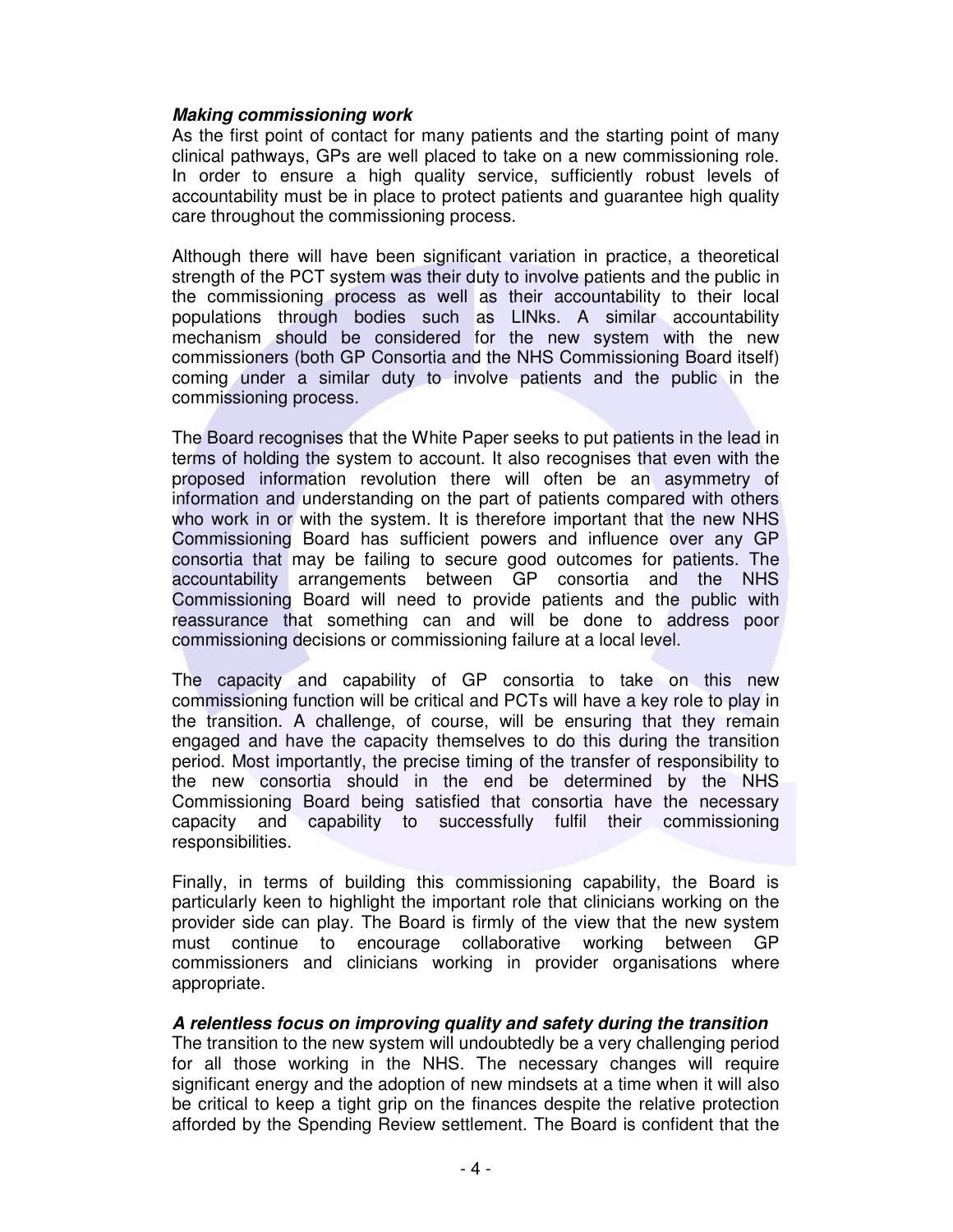***Making commissioning work***

As the first point of contact for many patients and the starting point of many clinical pathways, GPs are well placed to take on a new commissioning role. In order to ensure a high quality service, sufficiently robust levels of accountability must be in place to protect patients and guarantee high quality care throughout the commissioning process.

Although there will have been significant variation in practice, a theoretical strength of the PCT system was their duty to involve patients and the public in the commissioning process as well as their accountability to their local populations through bodies such as LINks. A similar accountability mechanism should be considered for the new system with the new commissioners (both GP Consortia and the NHS Commissioning Board itself) coming under a similar duty to involve patients and the public in the commissioning process.

The Board recognises that the White Paper seeks to put patients in the lead in terms of holding the system to account. It also recognises that even with the proposed information revolution there will often be an asymmetry of information and understanding on the part of patients compared with others who work in or with the system. It is therefore important that the new NHS Commissioning Board has sufficient powers and influence over any GP consortia that may be failing to secure good outcomes for patients. The accountability arrangements between GP consortia and the NHS Commissioning Board will need to provide patients and the public with reassurance that something can and will be done to address poor commissioning decisions or commissioning failure at a local level.

The capacity and capability of GP consortia to take on this new commissioning function will be critical and PCTs will have a key role to play in the transition. A challenge, of course, will be ensuring that they remain engaged and have the capacity themselves to do this during the transition period. Most importantly, the precise timing of the transfer of responsibility to the new consortia should in the end be determined by the NHS Commissioning Board being satisfied that consortia have the necessary capacity and capability to successfully fulfil their commissioning responsibilities.

Finally, in terms of building this commissioning capability, the Board is particularly keen to highlight the important role that clinicians working on the provider side can play. The Board is firmly of the view that the new system must continue to encourage collaborative working between GP commissioners and clinicians working in provider organisations where appropriate.

***A relentless focus on improving quality and safety during the transition***

The transition to the new system will undoubtedly be a very challenging period for all those working in the NHS. The necessary changes will require significant energy and the adoption of new mindsets at a time when it will also be critical to keep a tight grip on the finances despite the relative protection afforded by the Spending Review settlement. The Board is confident that the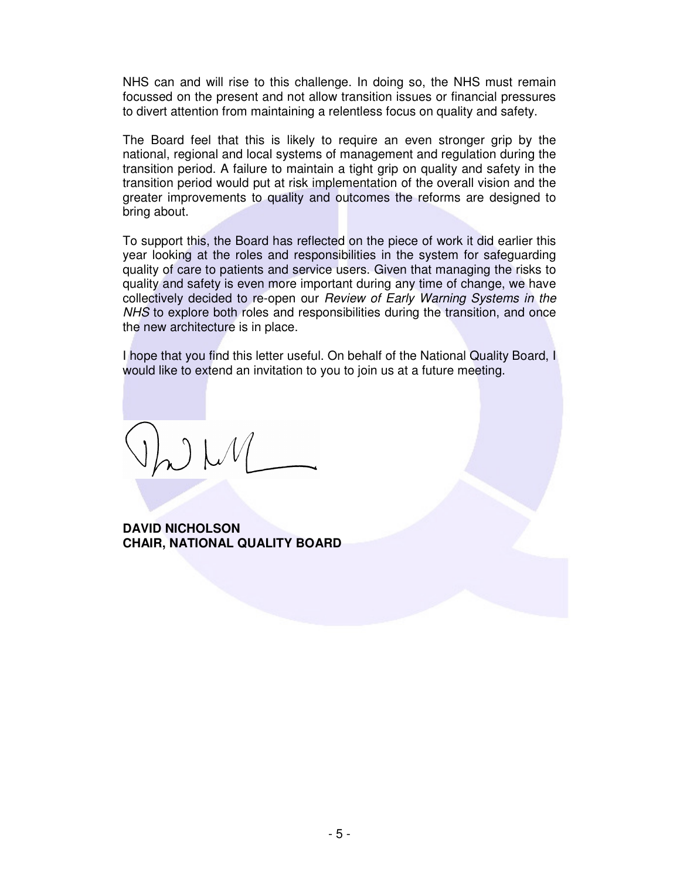NHS can and will rise to this challenge. In doing so, the NHS must remain focussed on the present and not allow transition issues or financial pressures to divert attention from maintaining a relentless focus on quality and safety.

The Board feel that this is likely to require an even stronger grip by the national, regional and local systems of management and regulation during the transition period. A failure to maintain a tight grip on quality and safety in the transition period would put at risk implementation of the overall vision and the greater improvements to quality and outcomes the reforms are designed to bring about.

To support this, the Board has reflected on the piece of work it did earlier this year looking at the roles and responsibilities in the system for safeguarding quality of care to patients and service users. Given that managing the risks to quality and safety is even more important during any time of change, we have collectively decided to re-open our *Review of Early Warning Systems in the NHS* to explore both roles and responsibilities during the transition, and once the new architecture is in place.

I hope that you find this letter useful. On behalf of the National Quality Board, I would like to extend an invitation to you to join us at a future meeting.

**DAVID NICHOLSON**
**CHAIR, NATIONAL QUALITY BOARD**